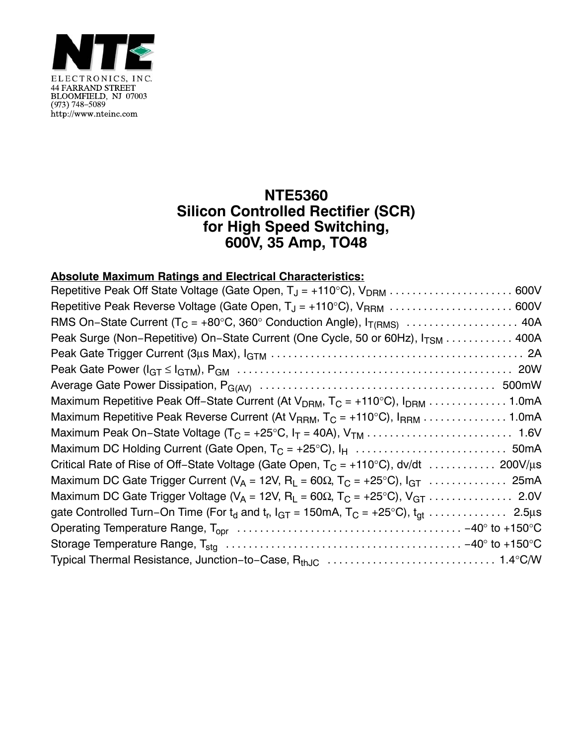NTE

ELECTRONICS, INC.
44 FARRAND STREET
BLOOMFIELD, NJ 07003
(973) 748–5089
http://www.nteinc.com

# NTE5360
# Silicon Controlled Rectifier (SCR) for High Speed Switching, 600V, 35 Amp, TO48

**Absolute Maximum Ratings and Electrical Characteristics:**

Repetitive Peak Off State Voltage (Gate Open, $T_J$ = +110°C), $V_{DRM}$ . . . . . . . . . . . . . . . . . . . . . . 600V

Repetitive Peak Reverse Voltage (Gate Open, $T_J$ = +110°C), $V_{RRM}$ . . . . . . . . . . . . . . . . . . . . . . 600V

RMS On−State Current ($T_C$ = +80°C, 360° Conduction Angle), $I_{T(RMS)}$ . . . . . . . . . . . . . . . . . . . . 40A

Peak Surge (Non−Repetitive) On−State Current (One Cycle, 50 or 60Hz), $I_{TSM}$ . . . . . . . . . . . . 400A

Peak Gate Trigger Current (3μs Max), $I_{GTM}$ . . . . . . . . . . . . . . . . . . . . . . . . . . . . . . . . . . . . . . . . . . . . 2A

Peak Gate Power ($I_{GT} \leq I_{GTM}$), $P_{GM}$ . . . . . . . . . . . . . . . . . . . . . . . . . . . . . . . . . . . . . . . . . . . . . . . . 20W

Average Gate Power Dissipation, $P_{G(AV)}$ . . . . . . . . . . . . . . . . . . . . . . . . . . . . . . . . . . . . . . . . . 500mW

Maximum Repetitive Peak Off−State Current (At $V_{DRM}$, $T_C$ = +110°C), $I_{DRM}$ . . . . . . . . . . . . . . 1.0mA

Maximum Repetitive Peak Reverse Current (At $V_{RRM}$, $T_C$ = +110°C), $I_{RRM}$ . . . . . . . . . . . . . . . 1.0mA

Maximum Peak On−State Voltage ($T_C$ = +25°C, $I_T$ = 40A), $V_{TM}$ . . . . . . . . . . . . . . . . . . . . . . . . . . 1.6V

Maximum DC Holding Current (Gate Open, $T_C$ = +25°C), $I_H$ . . . . . . . . . . . . . . . . . . . . . . . . . . . 50mA

Critical Rate of Rise of Off−State Voltage (Gate Open, $T_C$ = +110°C), dv/dt . . . . . . . . . . . . 200V/μs

Maximum DC Gate Trigger Current ($V_A$ = 12V, $R_L$ = 60Ω, $T_C$ = +25°C), $I_{GT}$ . . . . . . . . . . . . . . 25mA

Maximum DC Gate Trigger Voltage ($V_A$ = 12V, $R_L$ = 60Ω, $T_C$ = +25°C), $V_{GT}$ . . . . . . . . . . . . . . . 2.0V

gate Controlled Turn−On Time (For $t_d$ and $t_r$, $I_{GT}$ = 150mA, $T_C$ = +25°C), $t_{gt}$ . . . . . . . . . . . . . . 2.5μs

Operating Temperature Range, $T_{opr}$ . . . . . . . . . . . . . . . . . . . . . . . . . . . . . . . . . . . . . . . −40° to +150°C

Storage Temperature Range, $T_{stg}$ . . . . . . . . . . . . . . . . . . . . . . . . . . . . . . . . . . . . . . . . . −40° to +150°C

Typical Thermal Resistance, Junction−to−Case, $R_{thJC}$ . . . . . . . . . . . . . . . . . . . . . . . . . . . . . . 1.4°C/W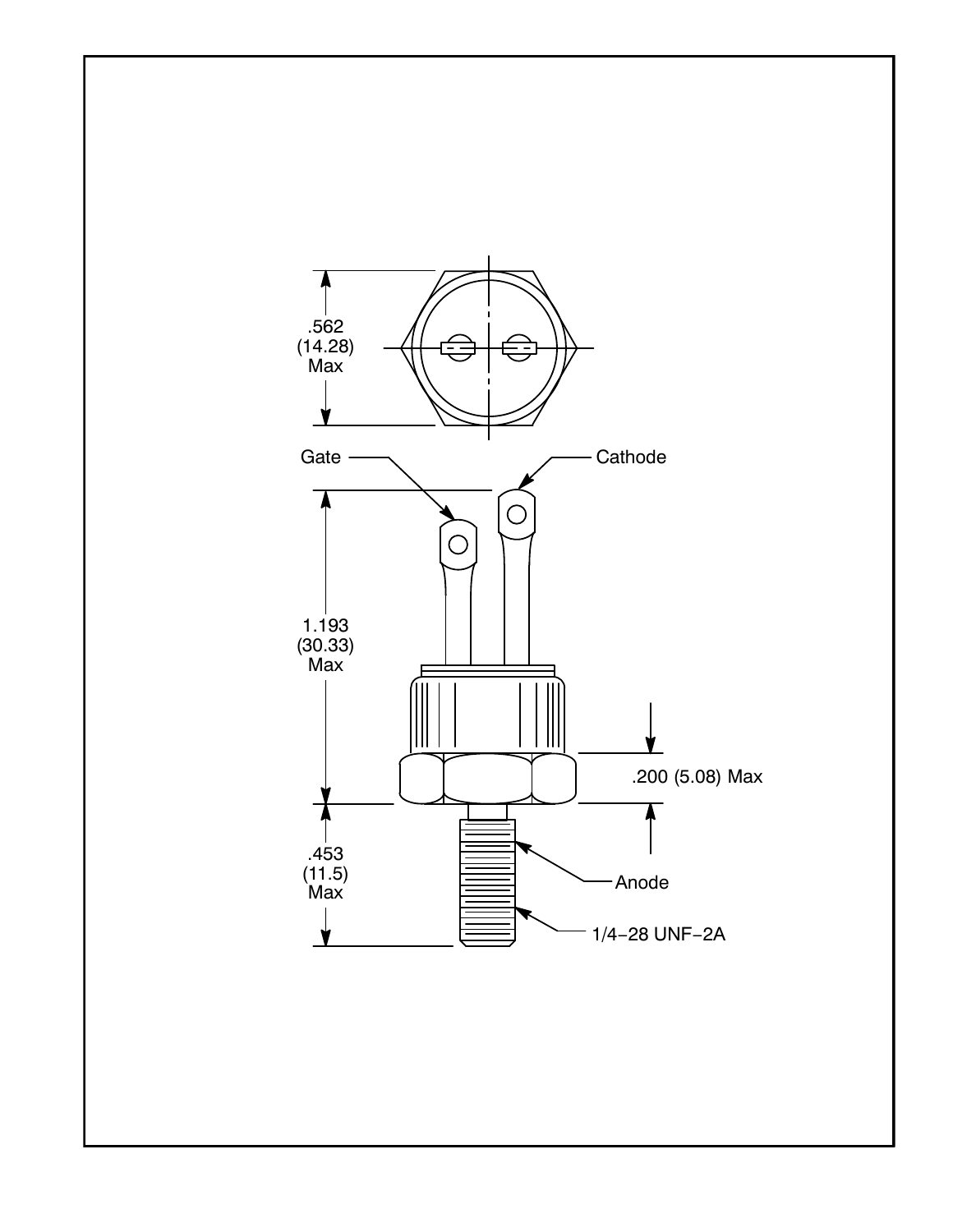.562
(14.28)
Max

Gate

Cathode

1.193
(30.33)
Max

.200 (5.08) Max

.453
(11.5)
Max

Anode

1/4−28 UNF−2A